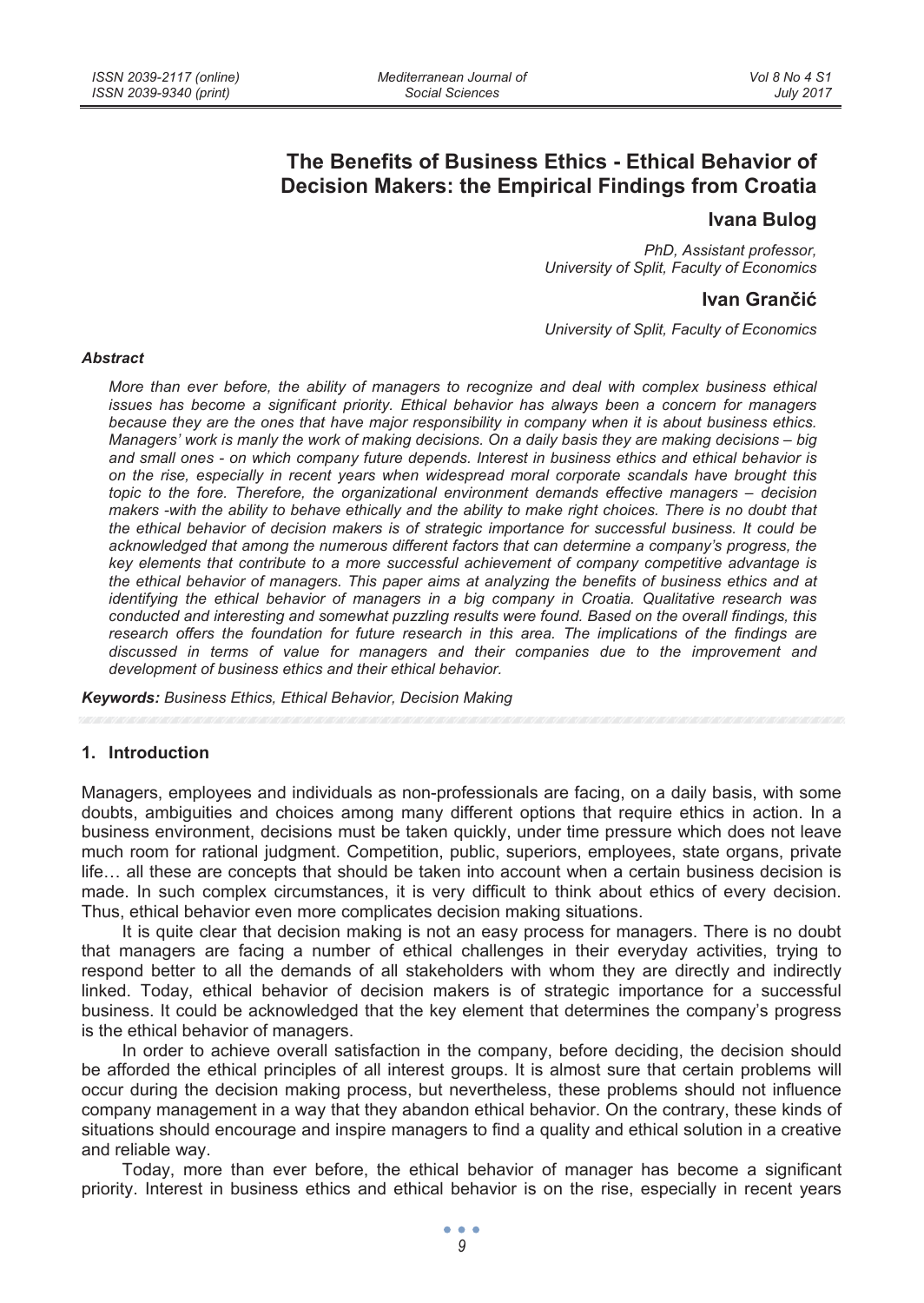# The Benefits of Business Ethics - Ethical Behavior of Decision Makers: the Empirical Findings from Croatia

**Ivana Bulog**

*PhD, Assistant professor,*
*University of Split, Faculty of Economics*

**Ivan Grančić**

*University of Split, Faculty of Economics*

***Abstract***

*More than ever before, the ability of managers to recognize and deal with complex business ethical issues has become a significant priority. Ethical behavior has always been a concern for managers because they are the ones that have major responsibility in company when it is about business ethics. Managers' work is manly the work of making decisions. On a daily basis they are making decisions – big and small ones - on which company future depends. Interest in business ethics and ethical behavior is on the rise, especially in recent years when widespread moral corporate scandals have brought this topic to the fore. Therefore, the organizational environment demands effective managers – decision makers -with the ability to behave ethically and the ability to make right choices. There is no doubt that the ethical behavior of decision makers is of strategic importance for successful business. It could be acknowledged that among the numerous different factors that can determine a company's progress, the key elements that contribute to a more successful achievement of company competitive advantage is the ethical behavior of managers. This paper aims at analyzing the benefits of business ethics and at identifying the ethical behavior of managers in a big company in Croatia. Qualitative research was conducted and interesting and somewhat puzzling results were found. Based on the overall findings, this research offers the foundation for future research in this area. The implications of the findings are discussed in terms of value for managers and their companies due to the improvement and development of business ethics and their ethical behavior.*

***Keywords:*** *Business Ethics, Ethical Behavior, Decision Making*

## 1. Introduction

Managers, employees and individuals as non-professionals are facing, on a daily basis, with some doubts, ambiguities and choices among many different options that require ethics in action. In a business environment, decisions must be taken quickly, under time pressure which does not leave much room for rational judgment. Competition, public, superiors, employees, state organs, private life… all these are concepts that should be taken into account when a certain business decision is made. In such complex circumstances, it is very difficult to think about ethics of every decision. Thus, ethical behavior even more complicates decision making situations.

It is quite clear that decision making is not an easy process for managers. There is no doubt that managers are facing a number of ethical challenges in their everyday activities, trying to respond better to all the demands of all stakeholders with whom they are directly and indirectly linked. Today, ethical behavior of decision makers is of strategic importance for a successful business. It could be acknowledged that the key element that determines the company's progress is the ethical behavior of managers.

In order to achieve overall satisfaction in the company, before deciding, the decision should be afforded the ethical principles of all interest groups. It is almost sure that certain problems will occur during the decision making process, but nevertheless, these problems should not influence company management in a way that they abandon ethical behavior. On the contrary, these kinds of situations should encourage and inspire managers to find a quality and ethical solution in a creative and reliable way.

Today, more than ever before, the ethical behavior of manager has become a significant priority. Interest in business ethics and ethical behavior is on the rise, especially in recent years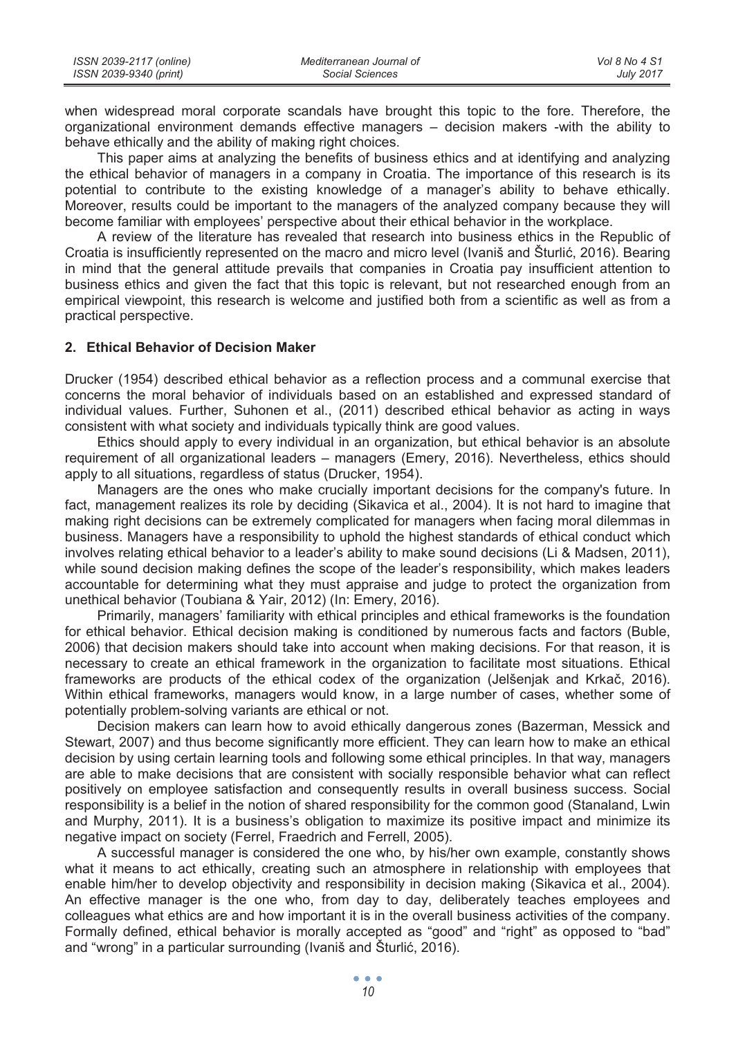when widespread moral corporate scandals have brought this topic to the fore. Therefore, the organizational environment demands effective managers – decision makers -with the ability to behave ethically and the ability of making right choices.

This paper aims at analyzing the benefits of business ethics and at identifying and analyzing the ethical behavior of managers in a company in Croatia. The importance of this research is its potential to contribute to the existing knowledge of a manager's ability to behave ethically. Moreover, results could be important to the managers of the analyzed company because they will become familiar with employees' perspective about their ethical behavior in the workplace.

A review of the literature has revealed that research into business ethics in the Republic of Croatia is insufficiently represented on the macro and micro level (Ivaniš and Šturlić, 2016). Bearing in mind that the general attitude prevails that companies in Croatia pay insufficient attention to business ethics and given the fact that this topic is relevant, but not researched enough from an empirical viewpoint, this research is welcome and justified both from a scientific as well as from a practical perspective.

## 2. Ethical Behavior of Decision Maker

Drucker (1954) described ethical behavior as a reflection process and a communal exercise that concerns the moral behavior of individuals based on an established and expressed standard of individual values. Further, Suhonen et al., (2011) described ethical behavior as acting in ways consistent with what society and individuals typically think are good values.

Ethics should apply to every individual in an organization, but ethical behavior is an absolute requirement of all organizational leaders – managers (Emery, 2016). Nevertheless, ethics should apply to all situations, regardless of status (Drucker, 1954).

Managers are the ones who make crucially important decisions for the company's future. In fact, management realizes its role by deciding (Sikavica et al., 2004). It is not hard to imagine that making right decisions can be extremely complicated for managers when facing moral dilemmas in business. Managers have a responsibility to uphold the highest standards of ethical conduct which involves relating ethical behavior to a leader's ability to make sound decisions (Li & Madsen, 2011), while sound decision making defines the scope of the leader's responsibility, which makes leaders accountable for determining what they must appraise and judge to protect the organization from unethical behavior (Toubiana & Yair, 2012) (In: Emery, 2016).

Primarily, managers' familiarity with ethical principles and ethical frameworks is the foundation for ethical behavior. Ethical decision making is conditioned by numerous facts and factors (Buble, 2006) that decision makers should take into account when making decisions. For that reason, it is necessary to create an ethical framework in the organization to facilitate most situations. Ethical frameworks are products of the ethical codex of the organization (Jelšenjak and Krkač, 2016). Within ethical frameworks, managers would know, in a large number of cases, whether some of potentially problem-solving variants are ethical or not.

Decision makers can learn how to avoid ethically dangerous zones (Bazerman, Messick and Stewart, 2007) and thus become significantly more efficient. They can learn how to make an ethical decision by using certain learning tools and following some ethical principles. In that way, managers are able to make decisions that are consistent with socially responsible behavior what can reflect positively on employee satisfaction and consequently results in overall business success. Social responsibility is a belief in the notion of shared responsibility for the common good (Stanaland, Lwin and Murphy, 2011). It is a business's obligation to maximize its positive impact and minimize its negative impact on society (Ferrel, Fraedrich and Ferrell, 2005).

A successful manager is considered the one who, by his/her own example, constantly shows what it means to act ethically, creating such an atmosphere in relationship with employees that enable him/her to develop objectivity and responsibility in decision making (Sikavica et al., 2004). An effective manager is the one who, from day to day, deliberately teaches employees and colleagues what ethics are and how important it is in the overall business activities of the company. Formally defined, ethical behavior is morally accepted as "good" and "right" as opposed to "bad" and "wrong" in a particular surrounding (Ivaniš and Šturlić, 2016).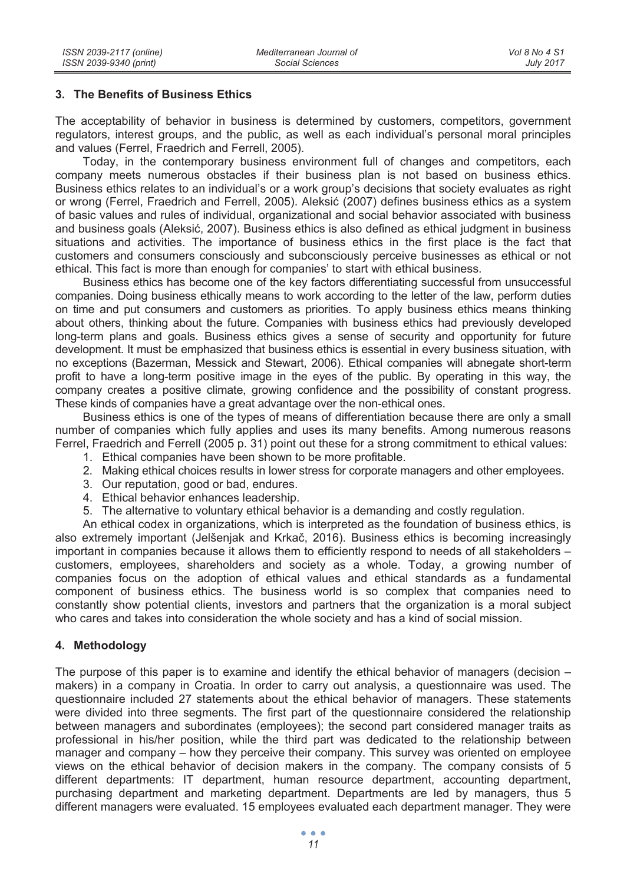## 3. The Benefits of Business Ethics

The acceptability of behavior in business is determined by customers, competitors, government regulators, interest groups, and the public, as well as each individual's personal moral principles and values (Ferrel, Fraedrich and Ferrell, 2005).

Today, in the contemporary business environment full of changes and competitors, each company meets numerous obstacles if their business plan is not based on business ethics. Business ethics relates to an individual's or a work group's decisions that society evaluates as right or wrong (Ferrel, Fraedrich and Ferrell, 2005). Aleksić (2007) defines business ethics as a system of basic values and rules of individual, organizational and social behavior associated with business and business goals (Aleksić, 2007). Business ethics is also defined as ethical judgment in business situations and activities. The importance of business ethics in the first place is the fact that customers and consumers consciously and subconsciously perceive businesses as ethical or not ethical. This fact is more than enough for companies' to start with ethical business.

Business ethics has become one of the key factors differentiating successful from unsuccessful companies. Doing business ethically means to work according to the letter of the law, perform duties on time and put consumers and customers as priorities. To apply business ethics means thinking about others, thinking about the future. Companies with business ethics had previously developed long-term plans and goals. Business ethics gives a sense of security and opportunity for future development. It must be emphasized that business ethics is essential in every business situation, with no exceptions (Bazerman, Messick and Stewart, 2006). Ethical companies will abnegate short-term profit to have a long-term positive image in the eyes of the public. By operating in this way, the company creates a positive climate, growing confidence and the possibility of constant progress. These kinds of companies have a great advantage over the non-ethical ones.

Business ethics is one of the types of means of differentiation because there are only a small number of companies which fully applies and uses its many benefits. Among numerous reasons Ferrel, Fraedrich and Ferrell (2005 p. 31) point out these for a strong commitment to ethical values:

1. Ethical companies have been shown to be more profitable.
2. Making ethical choices results in lower stress for corporate managers and other employees.
3. Our reputation, good or bad, endures.
4. Ethical behavior enhances leadership.
5. The alternative to voluntary ethical behavior is a demanding and costly regulation.

An ethical codex in organizations, which is interpreted as the foundation of business ethics, is also extremely important (Jelšenjak and Krkač, 2016). Business ethics is becoming increasingly important in companies because it allows them to efficiently respond to needs of all stakeholders – customers, employees, shareholders and society as a whole. Today, a growing number of companies focus on the adoption of ethical values and ethical standards as a fundamental component of business ethics. The business world is so complex that companies need to constantly show potential clients, investors and partners that the organization is a moral subject who cares and takes into consideration the whole society and has a kind of social mission.

## 4. Methodology

The purpose of this paper is to examine and identify the ethical behavior of managers (decision – makers) in a company in Croatia. In order to carry out analysis, a questionnaire was used. The questionnaire included 27 statements about the ethical behavior of managers. These statements were divided into three segments. The first part of the questionnaire considered the relationship between managers and subordinates (employees); the second part considered manager traits as professional in his/her position, while the third part was dedicated to the relationship between manager and company – how they perceive their company. This survey was oriented on employee views on the ethical behavior of decision makers in the company. The company consists of 5 different departments: IT department, human resource department, accounting department, purchasing department and marketing department. Departments are led by managers, thus 5 different managers were evaluated. 15 employees evaluated each department manager. They were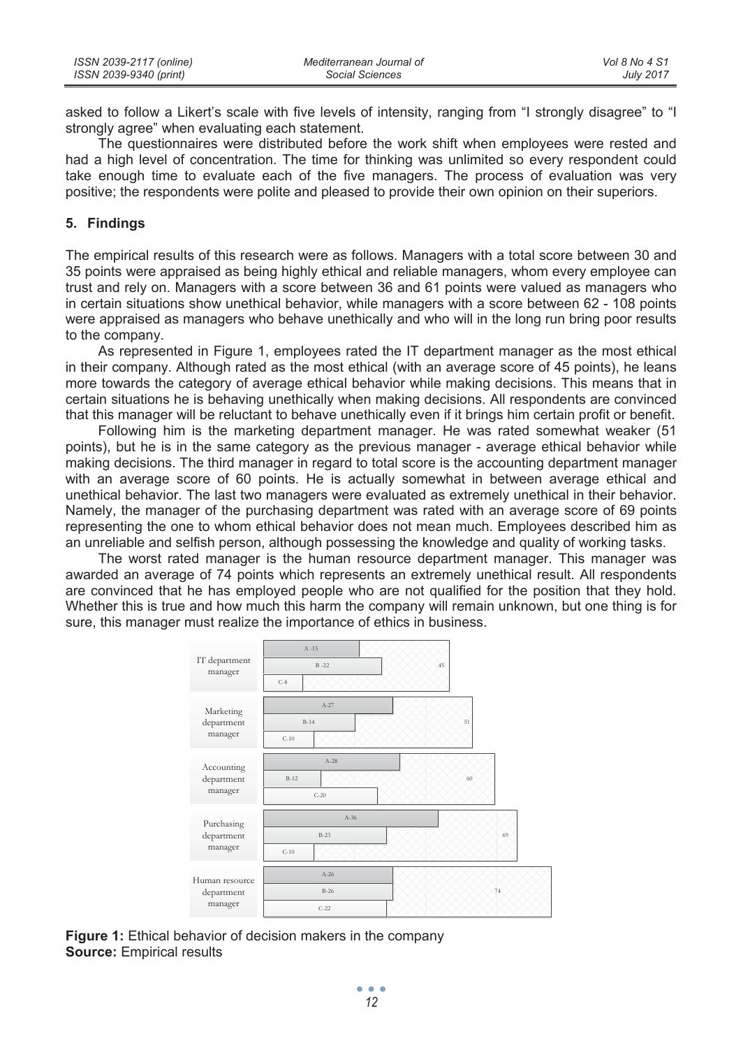asked to follow a Likert's scale with five levels of intensity, ranging from "I strongly disagree" to "I strongly agree" when evaluating each statement.

The questionnaires were distributed before the work shift when employees were rested and had a high level of concentration. The time for thinking was unlimited so every respondent could take enough time to evaluate each of the five managers. The process of evaluation was very positive; the respondents were polite and pleased to provide their own opinion on their superiors.

## 5. Findings

The empirical results of this research were as follows. Managers with a total score between 30 and 35 points were appraised as being highly ethical and reliable managers, whom every employee can trust and rely on. Managers with a score between 36 and 61 points were valued as managers who in certain situations show unethical behavior, while managers with a score between 62 - 108 points were appraised as managers who behave unethically and who will in the long run bring poor results to the company.

As represented in Figure 1, employees rated the IT department manager as the most ethical in their company. Although rated as the most ethical (with an average score of 45 points), he leans more towards the category of average ethical behavior while making decisions. This means that in certain situations he is behaving unethically when making decisions. All respondents are convinced that this manager will be reluctant to behave unethically even if it brings him certain profit or benefit.

Following him is the marketing department manager. He was rated somewhat weaker (51 points), but he is in the same category as the previous manager - average ethical behavior while making decisions. The third manager in regard to total score is the accounting department manager with an average score of 60 points. He is actually somewhat in between average ethical and unethical behavior. The last two managers were evaluated as extremely unethical in their behavior. Namely, the manager of the purchasing department was rated with an average score of 69 points representing the one to whom ethical behavior does not mean much. Employees described him as an unreliable and selfish person, although possessing the knowledge and quality of working tasks.

The worst rated manager is the human resource department manager. This manager was awarded an average of 74 points which represents an extremely unethical result. All respondents are convinced that he has employed people who are not qualified for the position that they hold. Whether this is true and how much this harm the company will remain unknown, but one thing is for sure, this manager must realize the importance of ethics in business.

| Manager | A | B | C | Total |
|---|---|---|---|---|
| IT department manager | 15 | 22 | 8 | 45 |
| Marketing department manager | 27 | 14 | 10 | 51 |
| Accounting department manager | 28 | 12 | 20 | 60 |
| Purchasing department manager | 36 | 23 | 10 | 69 |
| Human resource department manager | 26 | 26 | 22 | 74 |

**Figure 1:** Ethical behavior of decision makers in the company
**Source:** Empirical results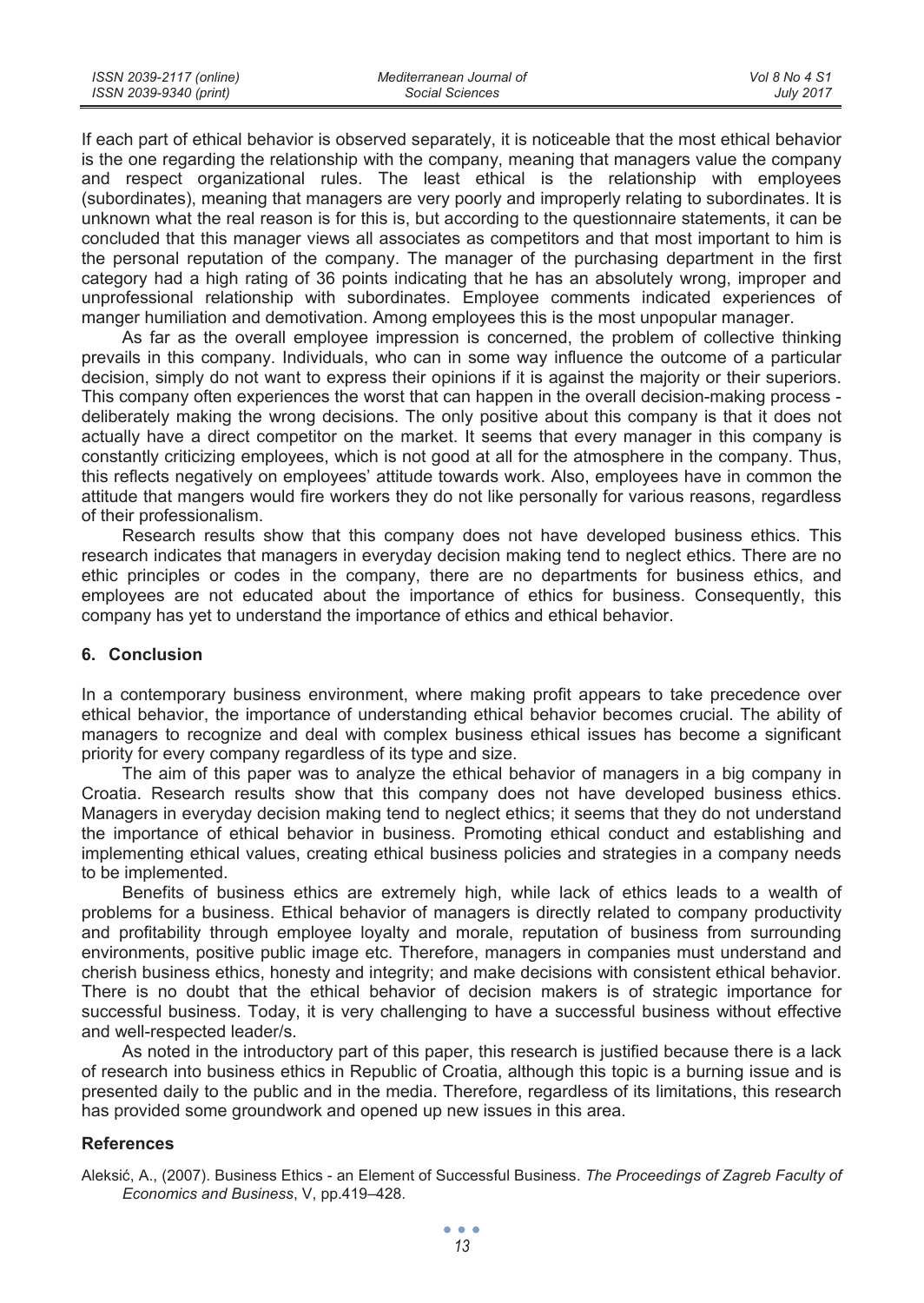If each part of ethical behavior is observed separately, it is noticeable that the most ethical behavior is the one regarding the relationship with the company, meaning that managers value the company and respect organizational rules. The least ethical is the relationship with employees (subordinates), meaning that managers are very poorly and improperly relating to subordinates. It is unknown what the real reason is for this is, but according to the questionnaire statements, it can be concluded that this manager views all associates as competitors and that most important to him is the personal reputation of the company. The manager of the purchasing department in the first category had a high rating of 36 points indicating that he has an absolutely wrong, improper and unprofessional relationship with subordinates. Employee comments indicated experiences of manger humiliation and demotivation. Among employees this is the most unpopular manager.

As far as the overall employee impression is concerned, the problem of collective thinking prevails in this company. Individuals, who can in some way influence the outcome of a particular decision, simply do not want to express their opinions if it is against the majority or their superiors. This company often experiences the worst that can happen in the overall decision-making process - deliberately making the wrong decisions. The only positive about this company is that it does not actually have a direct competitor on the market. It seems that every manager in this company is constantly criticizing employees, which is not good at all for the atmosphere in the company. Thus, this reflects negatively on employees' attitude towards work. Also, employees have in common the attitude that mangers would fire workers they do not like personally for various reasons, regardless of their professionalism.

Research results show that this company does not have developed business ethics. This research indicates that managers in everyday decision making tend to neglect ethics. There are no ethic principles or codes in the company, there are no departments for business ethics, and employees are not educated about the importance of ethics for business. Consequently, this company has yet to understand the importance of ethics and ethical behavior.

## 6. Conclusion

In a contemporary business environment, where making profit appears to take precedence over ethical behavior, the importance of understanding ethical behavior becomes crucial. The ability of managers to recognize and deal with complex business ethical issues has become a significant priority for every company regardless of its type and size.

The aim of this paper was to analyze the ethical behavior of managers in a big company in Croatia. Research results show that this company does not have developed business ethics. Managers in everyday decision making tend to neglect ethics; it seems that they do not understand the importance of ethical behavior in business. Promoting ethical conduct and establishing and implementing ethical values, creating ethical business policies and strategies in a company needs to be implemented.

Benefits of business ethics are extremely high, while lack of ethics leads to a wealth of problems for a business. Ethical behavior of managers is directly related to company productivity and profitability through employee loyalty and morale, reputation of business from surrounding environments, positive public image etc. Therefore, managers in companies must understand and cherish business ethics, honesty and integrity; and make decisions with consistent ethical behavior. There is no doubt that the ethical behavior of decision makers is of strategic importance for successful business. Today, it is very challenging to have a successful business without effective and well-respected leader/s.

As noted in the introductory part of this paper, this research is justified because there is a lack of research into business ethics in Republic of Croatia, although this topic is a burning issue and is presented daily to the public and in the media. Therefore, regardless of its limitations, this research has provided some groundwork and opened up new issues in this area.

## References

Aleksić, A., (2007). Business Ethics - an Element of Successful Business. *The Proceedings of Zagreb Faculty of Economics and Business*, V, pp.419–428.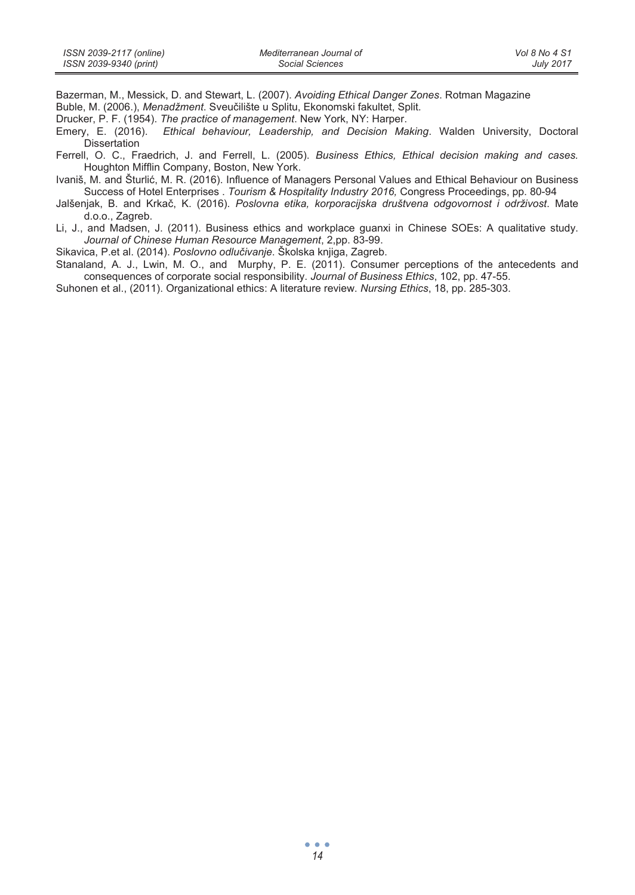Bazerman, M., Messick, D. and Stewart, L. (2007). *Avoiding Ethical Danger Zones*. Rotman Magazine

Buble, M. (2006.), *Menadžment*. Sveučilište u Splitu, Ekonomski fakultet, Split.

Drucker, P. F. (1954). *The practice of management*. New York, NY: Harper.

Emery, E. (2016). *Ethical behaviour, Leadership, and Decision Making*. Walden University, Doctoral Dissertation

Ferrell, O. C., Fraedrich, J. and Ferrell, L. (2005). *Business Ethics, Ethical decision making and cases.* Houghton Mifflin Company, Boston, New York.

Ivaniš, M. and Šturlić, M. R. (2016). Influence of Managers Personal Values and Ethical Behaviour on Business Success of Hotel Enterprises . *Tourism & Hospitality Industry 2016,* Congress Proceedings, pp. 80-94

Jalšenjak, B. and Krkač, K. (2016). *Poslovna etika, korporacijska društvena odgovornost i održivost*. Mate d.o.o., Zagreb.

Li, J., and Madsen, J. (2011). Business ethics and workplace guanxi in Chinese SOEs: A qualitative study. *Journal of Chinese Human Resource Management*, 2,pp. 83-99.

Sikavica, P.et al. (2014). *Poslovno odlučivanje*. Školska knjiga, Zagreb.

Stanaland, A. J., Lwin, M. O., and Murphy, P. E. (2011). Consumer perceptions of the antecedents and consequences of corporate social responsibility. *Journal of Business Ethics*, 102, pp. 47-55.

Suhonen et al., (2011). Organizational ethics: A literature review. *Nursing Ethics*, 18, pp. 285-303.